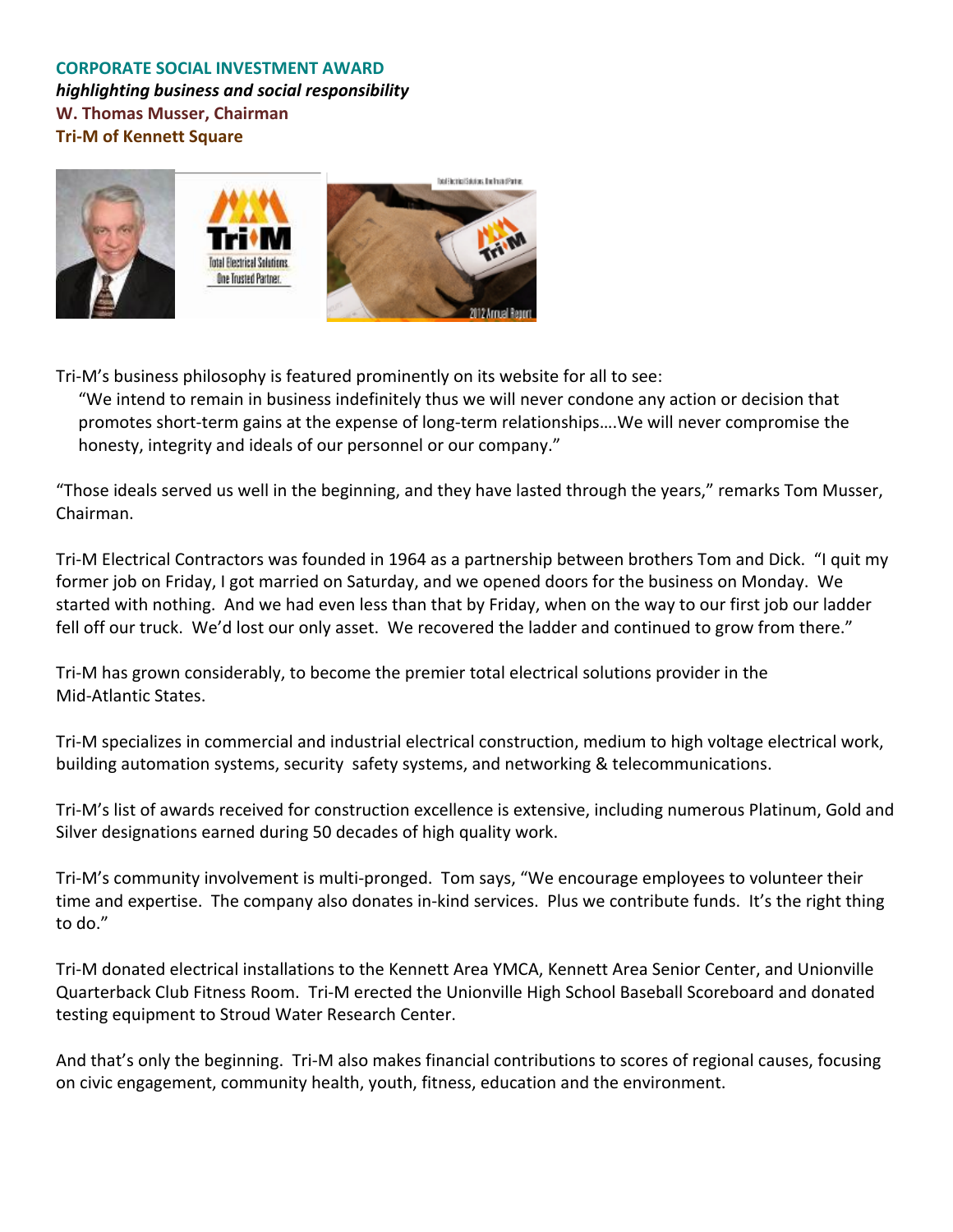**CORPORATE SOCIAL INVESTMENT AWARD**
***highlighting business and social responsibility***
**W. Thomas Musser, Chairman**
**Tri-M of Kennett Square**

Tri-M's business philosophy is featured prominently on its website for all to see:

> "We intend to remain in business indefinitely thus we will never condone any action or decision that promotes short-term gains at the expense of long-term relationships….We will never compromise the honesty, integrity and ideals of our personnel or our company."

"Those ideals served us well in the beginning, and they have lasted through the years," remarks Tom Musser, Chairman.

Tri-M Electrical Contractors was founded in 1964 as a partnership between brothers Tom and Dick. "I quit my former job on Friday, I got married on Saturday, and we opened doors for the business on Monday. We started with nothing. And we had even less than that by Friday, when on the way to our first job our ladder fell off our truck. We'd lost our only asset. We recovered the ladder and continued to grow from there."

Tri-M has grown considerably, to become the premier total electrical solutions provider in the Mid-Atlantic States.

Tri-M specializes in commercial and industrial electrical construction, medium to high voltage electrical work, building automation systems, security safety systems, and networking & telecommunications.

Tri-M's list of awards received for construction excellence is extensive, including numerous Platinum, Gold and Silver designations earned during 50 decades of high quality work.

Tri-M's community involvement is multi-pronged. Tom says, "We encourage employees to volunteer their time and expertise. The company also donates in-kind services. Plus we contribute funds. It's the right thing to do."

Tri-M donated electrical installations to the Kennett Area YMCA, Kennett Area Senior Center, and Unionville Quarterback Club Fitness Room. Tri-M erected the Unionville High School Baseball Scoreboard and donated testing equipment to Stroud Water Research Center.

And that's only the beginning. Tri-M also makes financial contributions to scores of regional causes, focusing on civic engagement, community health, youth, fitness, education and the environment.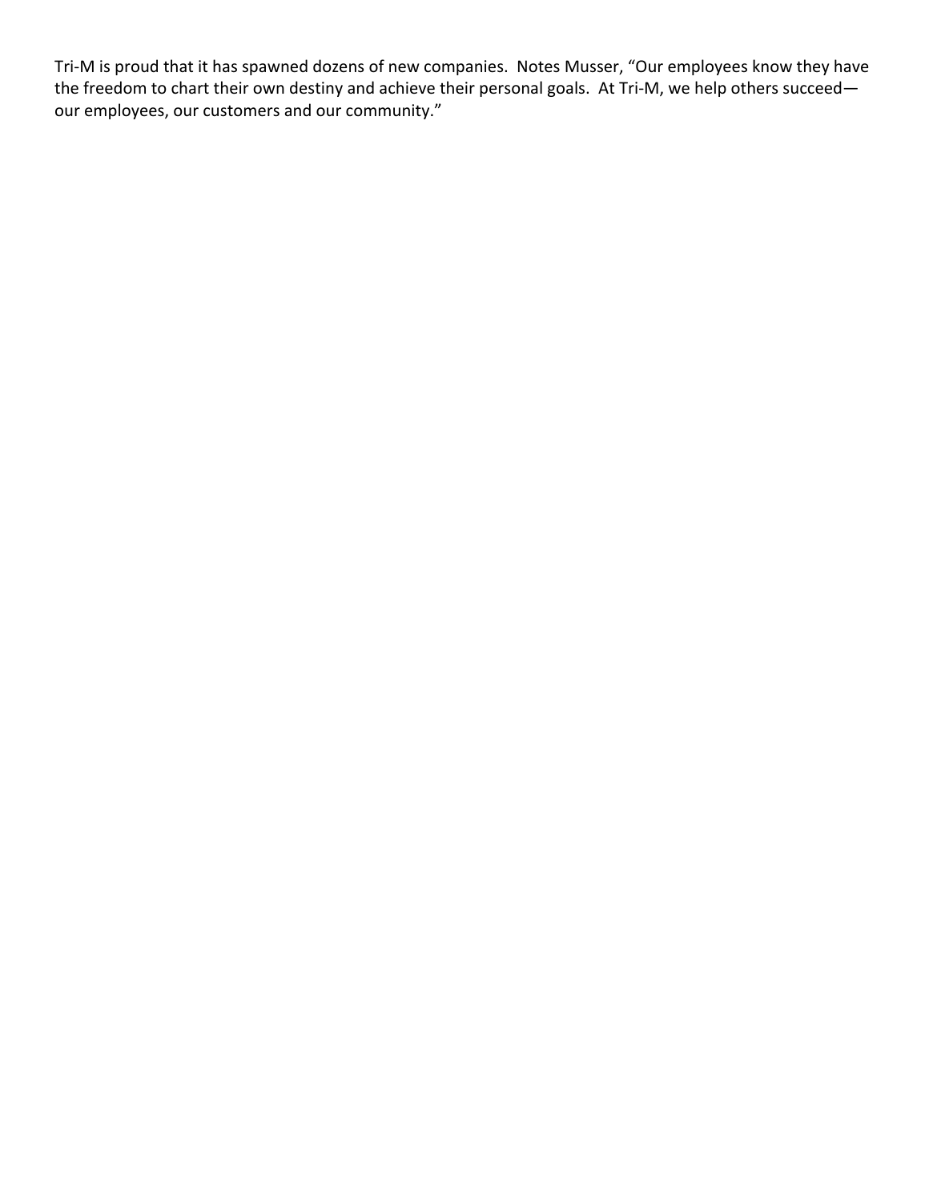Tri-M is proud that it has spawned dozens of new companies. Notes Musser, "Our employees know they have the freedom to chart their own destiny and achieve their personal goals. At Tri-M, we help others succeed—our employees, our customers and our community."